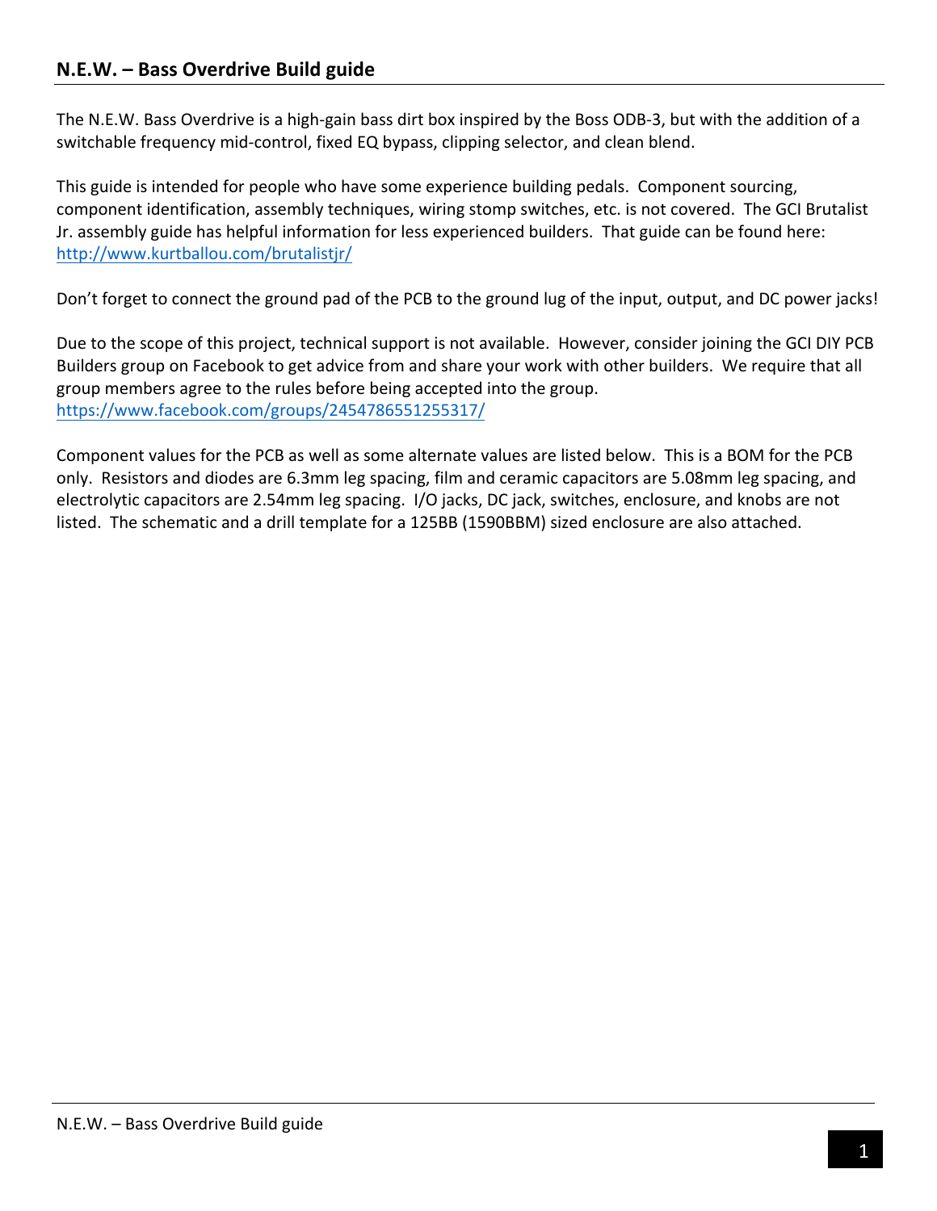## N.E.W. – Bass Overdrive Build guide

The N.E.W. Bass Overdrive is a high-gain bass dirt box inspired by the Boss ODB-3, but with the addition of a switchable frequency mid-control, fixed EQ bypass, clipping selector, and clean blend.

This guide is intended for people who have some experience building pedals. Component sourcing, component identification, assembly techniques, wiring stomp switches, etc. is not covered. The GCI Brutalist Jr. assembly guide has helpful information for less experienced builders. That guide can be found here: http://www.kurtballou.com/brutalistjr/

Don't forget to connect the ground pad of the PCB to the ground lug of the input, output, and DC power jacks!

Due to the scope of this project, technical support is not available. However, consider joining the GCI DIY PCB Builders group on Facebook to get advice from and share your work with other builders. We require that all group members agree to the rules before being accepted into the group.
https://www.facebook.com/groups/2454786551255317/

Component values for the PCB as well as some alternate values are listed below. This is a BOM for the PCB only. Resistors and diodes are 6.3mm leg spacing, film and ceramic capacitors are 5.08mm leg spacing, and electrolytic capacitors are 2.54mm leg spacing. I/O jacks, DC jack, switches, enclosure, and knobs are not listed. The schematic and a drill template for a 125BB (1590BBM) sized enclosure are also attached.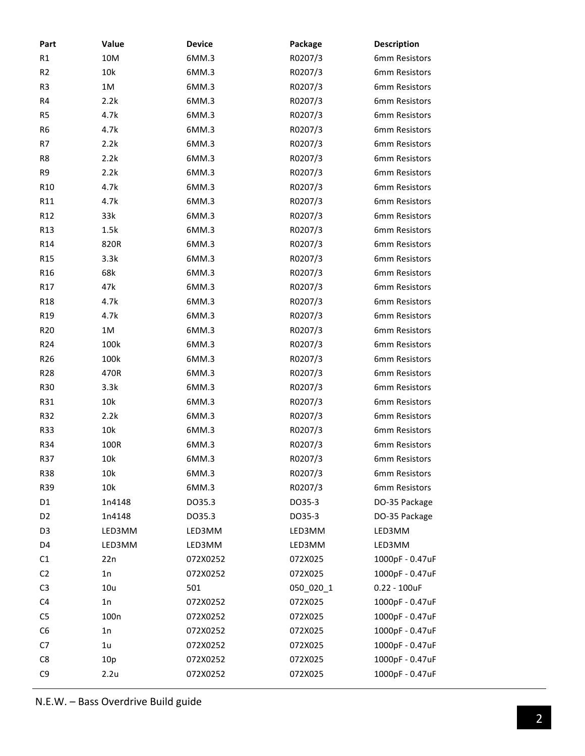| Part | Value | Device | Package | Description |
|---|---|---|---|---|
| R1 | 10M | 6MM.3 | R0207/3 | 6mm Resistors |
| R2 | 10k | 6MM.3 | R0207/3 | 6mm Resistors |
| R3 | 1M | 6MM.3 | R0207/3 | 6mm Resistors |
| R4 | 2.2k | 6MM.3 | R0207/3 | 6mm Resistors |
| R5 | 4.7k | 6MM.3 | R0207/3 | 6mm Resistors |
| R6 | 4.7k | 6MM.3 | R0207/3 | 6mm Resistors |
| R7 | 2.2k | 6MM.3 | R0207/3 | 6mm Resistors |
| R8 | 2.2k | 6MM.3 | R0207/3 | 6mm Resistors |
| R9 | 2.2k | 6MM.3 | R0207/3 | 6mm Resistors |
| R10 | 4.7k | 6MM.3 | R0207/3 | 6mm Resistors |
| R11 | 4.7k | 6MM.3 | R0207/3 | 6mm Resistors |
| R12 | 33k | 6MM.3 | R0207/3 | 6mm Resistors |
| R13 | 1.5k | 6MM.3 | R0207/3 | 6mm Resistors |
| R14 | 820R | 6MM.3 | R0207/3 | 6mm Resistors |
| R15 | 3.3k | 6MM.3 | R0207/3 | 6mm Resistors |
| R16 | 68k | 6MM.3 | R0207/3 | 6mm Resistors |
| R17 | 47k | 6MM.3 | R0207/3 | 6mm Resistors |
| R18 | 4.7k | 6MM.3 | R0207/3 | 6mm Resistors |
| R19 | 4.7k | 6MM.3 | R0207/3 | 6mm Resistors |
| R20 | 1M | 6MM.3 | R0207/3 | 6mm Resistors |
| R24 | 100k | 6MM.3 | R0207/3 | 6mm Resistors |
| R26 | 100k | 6MM.3 | R0207/3 | 6mm Resistors |
| R28 | 470R | 6MM.3 | R0207/3 | 6mm Resistors |
| R30 | 3.3k | 6MM.3 | R0207/3 | 6mm Resistors |
| R31 | 10k | 6MM.3 | R0207/3 | 6mm Resistors |
| R32 | 2.2k | 6MM.3 | R0207/3 | 6mm Resistors |
| R33 | 10k | 6MM.3 | R0207/3 | 6mm Resistors |
| R34 | 100R | 6MM.3 | R0207/3 | 6mm Resistors |
| R37 | 10k | 6MM.3 | R0207/3 | 6mm Resistors |
| R38 | 10k | 6MM.3 | R0207/3 | 6mm Resistors |
| R39 | 10k | 6MM.3 | R0207/3 | 6mm Resistors |
| D1 | 1n4148 | DO35.3 | DO35-3 | DO-35 Package |
| D2 | 1n4148 | DO35.3 | DO35-3 | DO-35 Package |
| D3 | LED3MM | LED3MM | LED3MM | LED3MM |
| D4 | LED3MM | LED3MM | LED3MM | LED3MM |
| C1 | 22n | 072X0252 | 072X025 | 1000pF - 0.47uF |
| C2 | 1n | 072X0252 | 072X025 | 1000pF - 0.47uF |
| C3 | 10u | 501 | 050_020_1 | 0.22 - 100uF |
| C4 | 1n | 072X0252 | 072X025 | 1000pF - 0.47uF |
| C5 | 100n | 072X0252 | 072X025 | 1000pF - 0.47uF |
| C6 | 1n | 072X0252 | 072X025 | 1000pF - 0.47uF |
| C7 | 1u | 072X0252 | 072X025 | 1000pF - 0.47uF |
| C8 | 10p | 072X0252 | 072X025 | 1000pF - 0.47uF |
| C9 | 2.2u | 072X0252 | 072X025 | 1000pF - 0.47uF |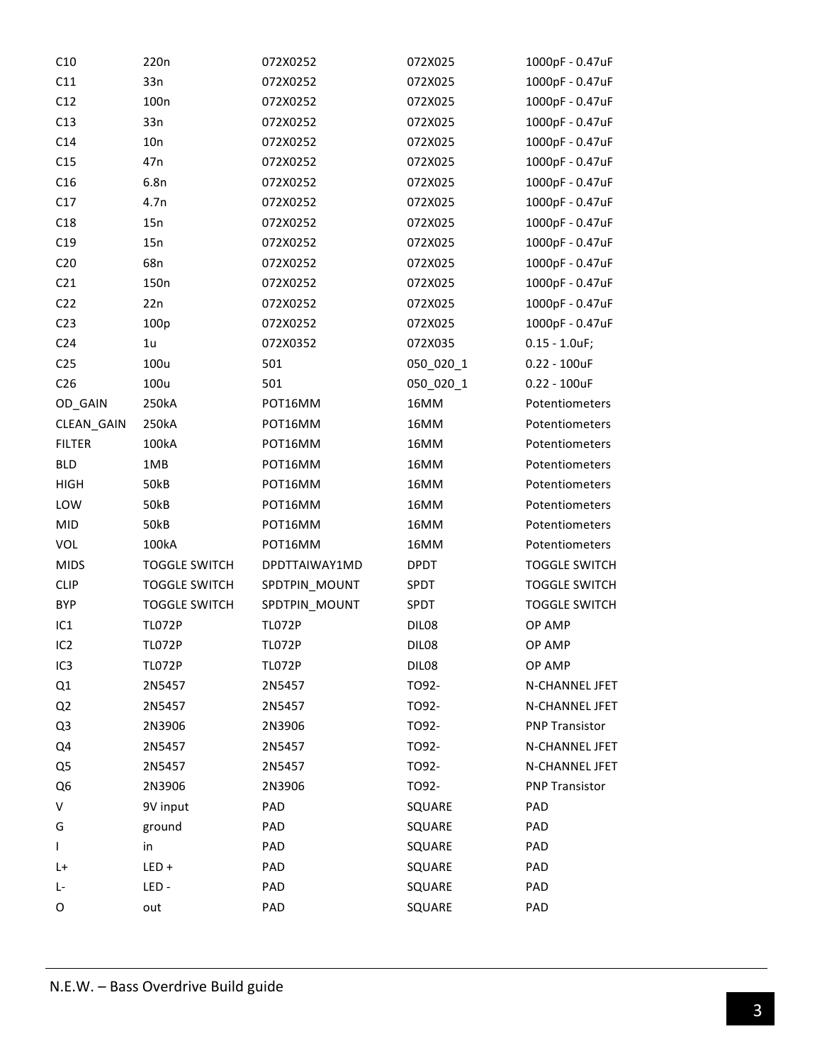| | | | | |
|---|---|---|---|---|
| C10 | 220n | 072X0252 | 072X025 | 1000pF - 0.47uF |
| C11 | 33n | 072X0252 | 072X025 | 1000pF - 0.47uF |
| C12 | 100n | 072X0252 | 072X025 | 1000pF - 0.47uF |
| C13 | 33n | 072X0252 | 072X025 | 1000pF - 0.47uF |
| C14 | 10n | 072X0252 | 072X025 | 1000pF - 0.47uF |
| C15 | 47n | 072X0252 | 072X025 | 1000pF - 0.47uF |
| C16 | 6.8n | 072X0252 | 072X025 | 1000pF - 0.47uF |
| C17 | 4.7n | 072X0252 | 072X025 | 1000pF - 0.47uF |
| C18 | 15n | 072X0252 | 072X025 | 1000pF - 0.47uF |
| C19 | 15n | 072X0252 | 072X025 | 1000pF - 0.47uF |
| C20 | 68n | 072X0252 | 072X025 | 1000pF - 0.47uF |
| C21 | 150n | 072X0252 | 072X025 | 1000pF - 0.47uF |
| C22 | 22n | 072X0252 | 072X025 | 1000pF - 0.47uF |
| C23 | 100p | 072X0252 | 072X025 | 1000pF - 0.47uF |
| C24 | 1u | 072X0352 | 072X035 | 0.15 - 1.0uF; |
| C25 | 100u | 501 | 050_020_1 | 0.22 - 100uF |
| C26 | 100u | 501 | 050_020_1 | 0.22 - 100uF |
| OD_GAIN | 250kA | POT16MM | 16MM | Potentiometers |
| CLEAN_GAIN | 250kA | POT16MM | 16MM | Potentiometers |
| FILTER | 100kA | POT16MM | 16MM | Potentiometers |
| BLD | 1MB | POT16MM | 16MM | Potentiometers |
| HIGH | 50kB | POT16MM | 16MM | Potentiometers |
| LOW | 50kB | POT16MM | 16MM | Potentiometers |
| MID | 50kB | POT16MM | 16MM | Potentiometers |
| VOL | 100kA | POT16MM | 16MM | Potentiometers |
| MIDS | TOGGLE SWITCH | DPDTTAIWAY1MD | DPDT | TOGGLE SWITCH |
| CLIP | TOGGLE SWITCH | SPDTPIN_MOUNT | SPDT | TOGGLE SWITCH |
| BYP | TOGGLE SWITCH | SPDTPIN_MOUNT | SPDT | TOGGLE SWITCH |
| IC1 | TL072P | TL072P | DIL08 | OP AMP |
| IC2 | TL072P | TL072P | DIL08 | OP AMP |
| IC3 | TL072P | TL072P | DIL08 | OP AMP |
| Q1 | 2N5457 | 2N5457 | TO92- | N-CHANNEL JFET |
| Q2 | 2N5457 | 2N5457 | TO92- | N-CHANNEL JFET |
| Q3 | 2N3906 | 2N3906 | TO92- | PNP Transistor |
| Q4 | 2N5457 | 2N5457 | TO92- | N-CHANNEL JFET |
| Q5 | 2N5457 | 2N5457 | TO92- | N-CHANNEL JFET |
| Q6 | 2N3906 | 2N3906 | TO92- | PNP Transistor |
| V | 9V input | PAD | SQUARE | PAD |
| G | ground | PAD | SQUARE | PAD |
| I | in | PAD | SQUARE | PAD |
| L+ | LED + | PAD | SQUARE | PAD |
| L- | LED - | PAD | SQUARE | PAD |
| O | out | PAD | SQUARE | PAD |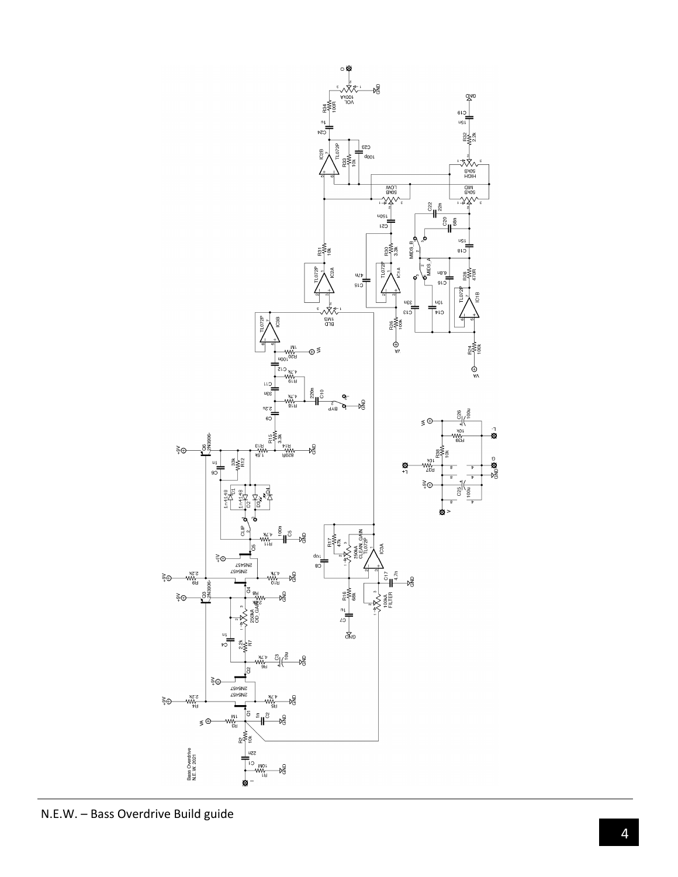Bass Overdrive
N.E.W. 2021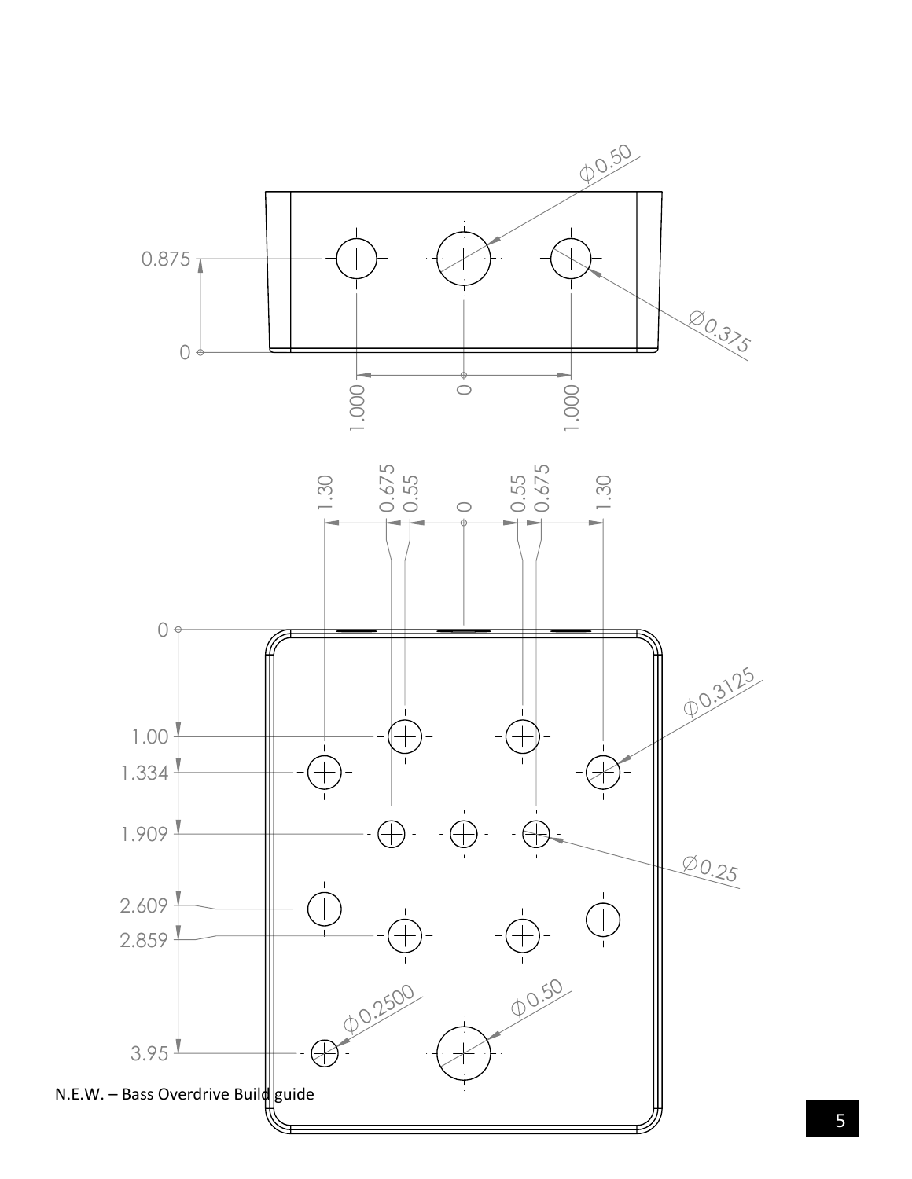0.875

0

1.000

0

1.000

⌀0.50

⌀0.375

1.30

0.675

0.55

0

0.55

0.675

1.30

0

1.00

1.334

1.909

2.609

2.859

3.95

⌀0.3125

⌀0.25

⌀0.2500

⌀0.50